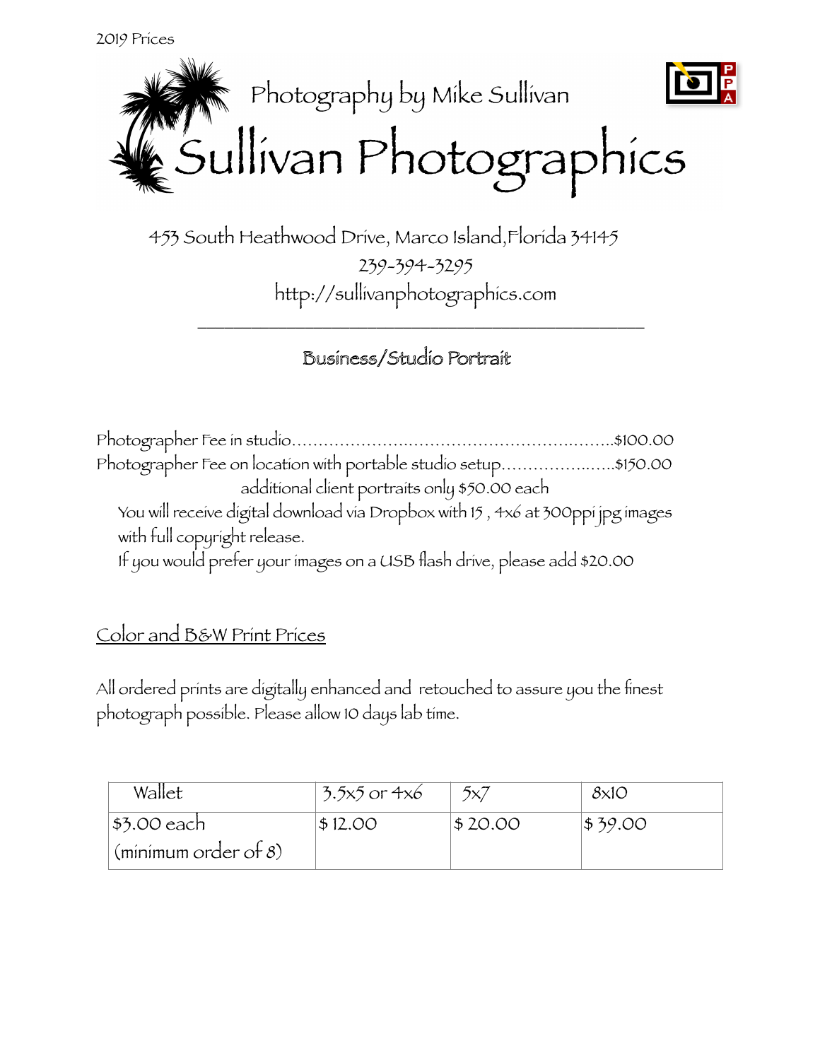2019 Prices

Photography by Mike Sullivan

# Sullivan Photographics

453 South Heathwood Drive, Marco Island,Florida 34145

239-394-3295

http://sullivanphotographics.com

---

## Business/Studio Portrait

Photographer Fee in studio........................................................................$100.00

Photographer Fee on location with portable studio setup.....................$150.00

additional client portraits only $50.00 each

You will receive digital download via Dropbox with 15 , 4x6 at 300ppi jpg images with full copyright release.

If you would prefer your images on a USB flash drive, please add $20.00

## Color and B&W Print Prices

All ordered prints are digitally enhanced and retouched to assure you the finest photograph possible. Please allow 10 days lab time.

| Wallet | 3.5x5 or 4x6 | 5x7 | 8x10 |
|---|---|---|---|
| $3.00 each (minimum order of 8) | $ 12.00 | $ 20.00 | $ 39.00 |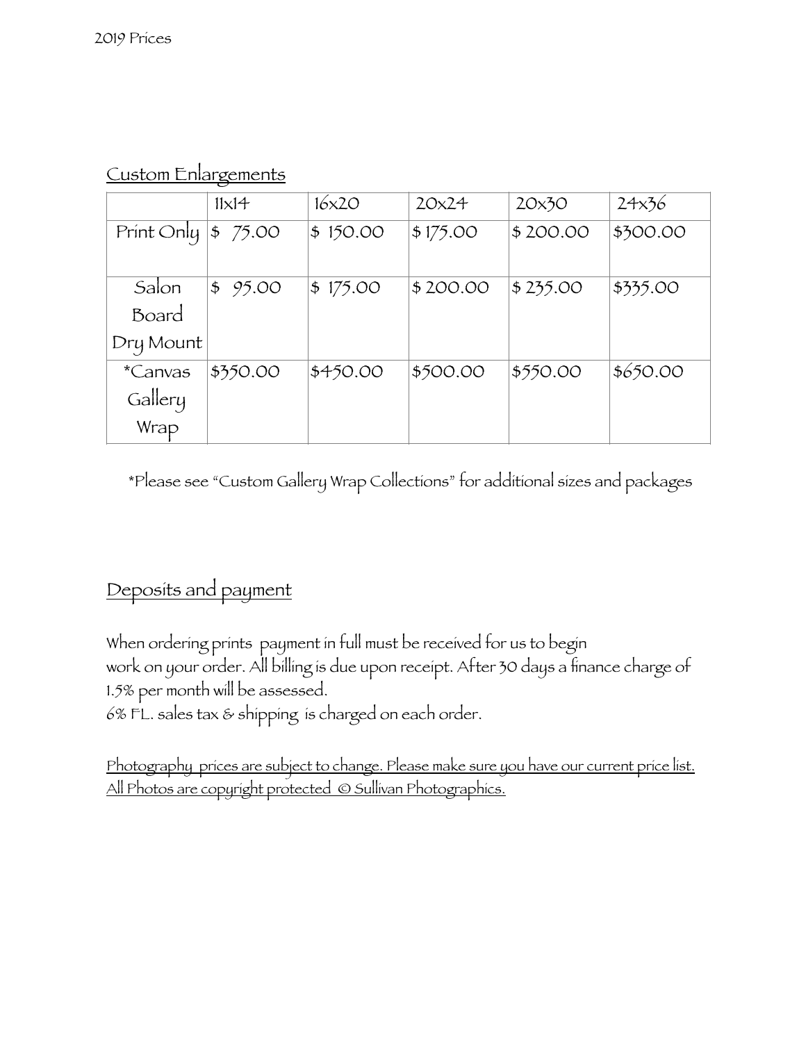2019 Prices

## Custom Enlargements

| | 11x14 | 16x20 | 20x24 | 20x30 | 24x36 |
|---|---|---|---|---|---|
| Print Only | $ 75.00 | $ 150.00 | $ 175.00 | $ 200.00 | $300.00 |
| Salon Board Dry Mount | $ 95.00 | $ 175.00 | $ 200.00 | $ 235.00 | $335.00 |
| *Canvas Gallery Wrap | $350.00 | $450.00 | $500.00 | $550.00 | $650.00 |

*Please see "Custom Gallery Wrap Collections" for additional sizes and packages

## Deposits and payment

When ordering prints payment in full must be received for us to begin work on your order. All billing is due upon receipt. After 30 days a finance charge of 1.5% per month will be assessed.
6% FL. sales tax & shipping is charged on each order.

Photography prices are subject to change. Please make sure you have our current price list.
All Photos are copyright protected © Sullivan Photographics.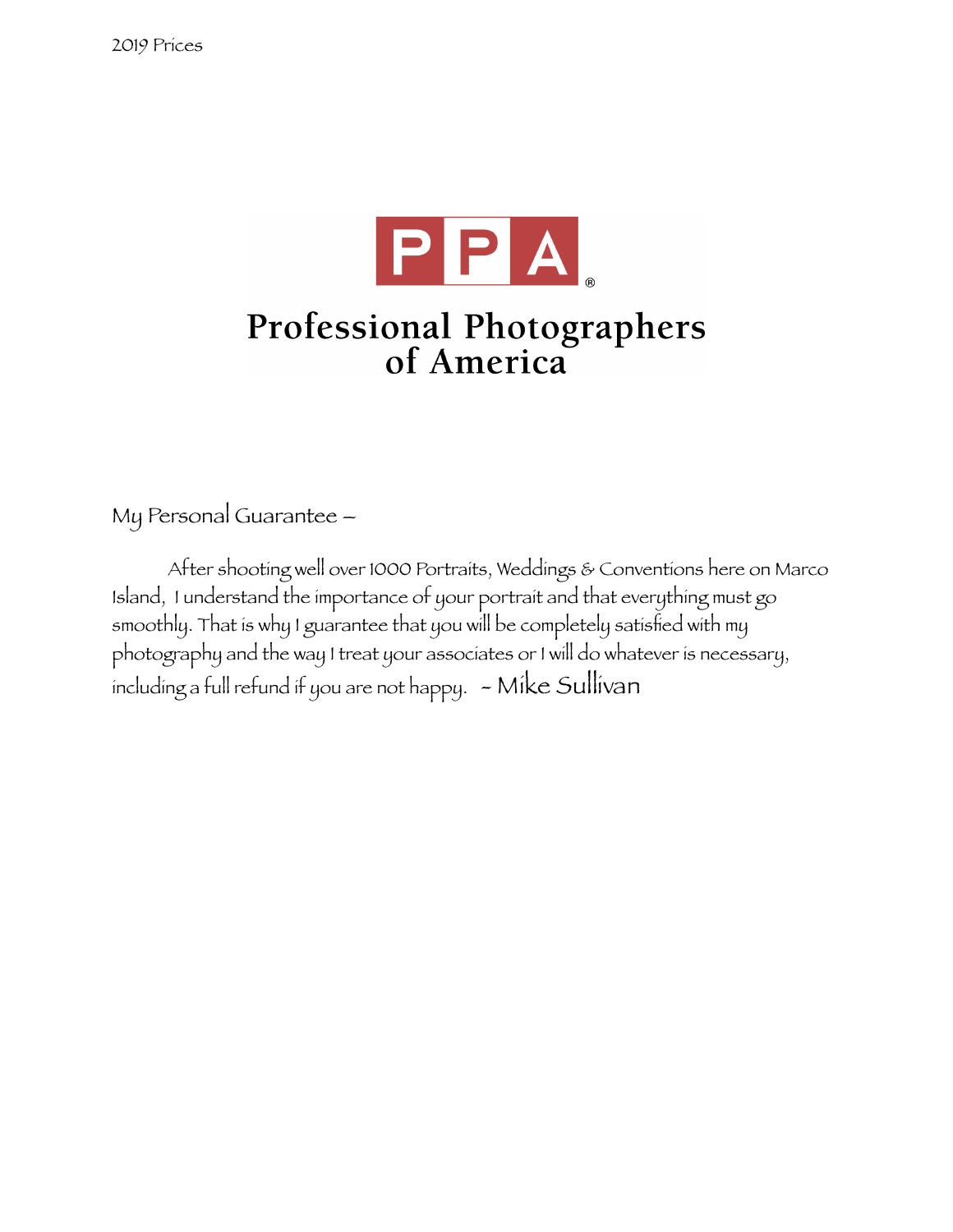2019 Prices

**PPA®**

**Professional Photographers of America**

My Personal Guarantee –

After shooting well over 1000 Portraits, Weddings & Conventions here on Marco Island, I understand the importance of your portrait and that everything must go smoothly. That is why I guarantee that you will be completely satisfied with my photography and the way I treat your associates or I will do whatever is necessary, including a full refund if you are not happy. ~ Mike Sullivan